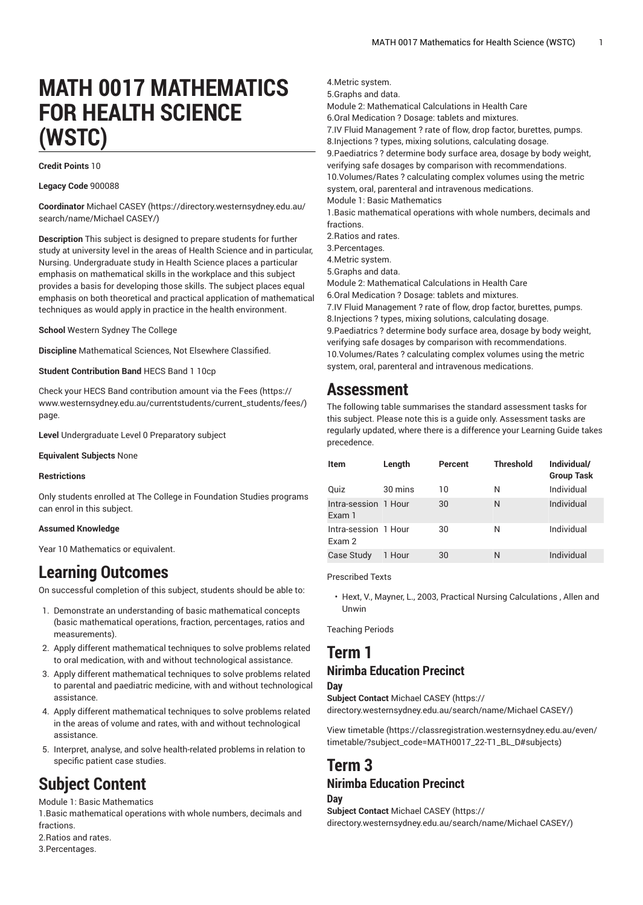# MATH 0017 MATHEMATICS FOR HEALTH SCIENCE (WSTC)

**Credit Points** 10

**Legacy Code** 900088

**Coordinator** Michael CASEY (https://directory.westernsydney.edu.au/search/name/Michael CASEY/)

**Description** This subject is designed to prepare students for further study at university level in the areas of Health Science and in particular, Nursing. Undergraduate study in Health Science places a particular emphasis on mathematical skills in the workplace and this subject provides a basis for developing those skills. The subject places equal emphasis on both theoretical and practical application of mathematical techniques as would apply in practice in the health environment.

**School** Western Sydney The College

**Discipline** Mathematical Sciences, Not Elsewhere Classified.

**Student Contribution Band** HECS Band 1 10cp

Check your HECS Band contribution amount via the Fees (https://www.westernsydney.edu.au/currentstudents/current_students/fees/) page.

**Level** Undergraduate Level 0 Preparatory subject

**Equivalent Subjects** None

**Restrictions**

Only students enrolled at The College in Foundation Studies programs can enrol in this subject.

**Assumed Knowledge**

Year 10 Mathematics or equivalent.

## Learning Outcomes

On successful completion of this subject, students should be able to:

1. Demonstrate an understanding of basic mathematical concepts (basic mathematical operations, fraction, percentages, ratios and measurements).
2. Apply different mathematical techniques to solve problems related to oral medication, with and without technological assistance.
3. Apply different mathematical techniques to solve problems related to parental and paediatric medicine, with and without technological assistance.
4. Apply different mathematical techniques to solve problems related in the areas of volume and rates, with and without technological assistance.
5. Interpret, analyse, and solve health-related problems in relation to specific patient case studies.

## Subject Content

Module 1: Basic Mathematics
1.Basic mathematical operations with whole numbers, decimals and fractions.
2.Ratios and rates.
3.Percentages.
4.Metric system.
5.Graphs and data.
Module 2: Mathematical Calculations in Health Care
6.Oral Medication ? Dosage: tablets and mixtures.
7.IV Fluid Management ? rate of flow, drop factor, burettes, pumps.
8.Injections ? types, mixing solutions, calculating dosage.
9.Paediatrics ? determine body surface area, dosage by body weight, verifying safe dosages by comparison with recommendations.
10.Volumes/Rates ? calculating complex volumes using the metric system, oral, parenteral and intravenous medications.
Module 1: Basic Mathematics
1.Basic mathematical operations with whole numbers, decimals and fractions.
2.Ratios and rates.
3.Percentages.
4.Metric system.
5.Graphs and data.
Module 2: Mathematical Calculations in Health Care
6.Oral Medication ? Dosage: tablets and mixtures.
7.IV Fluid Management ? rate of flow, drop factor, burettes, pumps.
8.Injections ? types, mixing solutions, calculating dosage.
9.Paediatrics ? determine body surface area, dosage by body weight, verifying safe dosages by comparison with recommendations.
10.Volumes/Rates ? calculating complex volumes using the metric system, oral, parenteral and intravenous medications.

## Assessment

The following table summarises the standard assessment tasks for this subject. Please note this is a guide only. Assessment tasks are regularly updated, where there is a difference your Learning Guide takes precedence.

| Item | Length | Percent | Threshold | Individual/ Group Task |
|---|---|---|---|---|
| Quiz | 30 mins | 10 | N | Individual |
| Intra-session Exam 1 | 1 Hour | 30 | N | Individual |
| Intra-session Exam 2 | 1 Hour | 30 | N | Individual |
| Case Study | 1 Hour | 30 | N | Individual |

Prescribed Texts

- Hext, V., Mayner, L., 2003, Practical Nursing Calculations , Allen and Unwin

Teaching Periods

## Term 1

### Nirimba Education Precinct

#### Day

**Subject Contact** Michael CASEY (https://directory.westernsydney.edu.au/search/name/Michael CASEY/)

View timetable (https://classregistration.westernsydney.edu.au/even/timetable/?subject_code=MATH0017_22-T1_BL_D#subjects)

## Term 3

### Nirimba Education Precinct

#### Day

**Subject Contact** Michael CASEY (https://directory.westernsydney.edu.au/search/name/Michael CASEY/)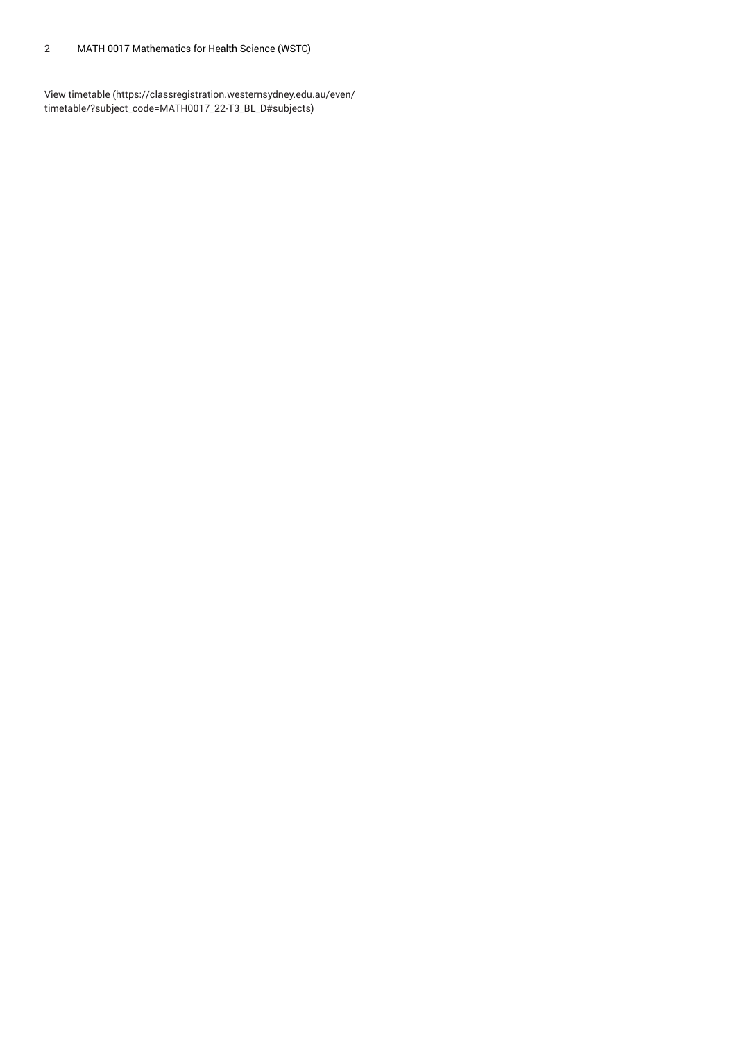View timetable (https://classregistration.westernsydney.edu.au/even/timetable/?subject_code=MATH0017_22-T3_BL_D#subjects)